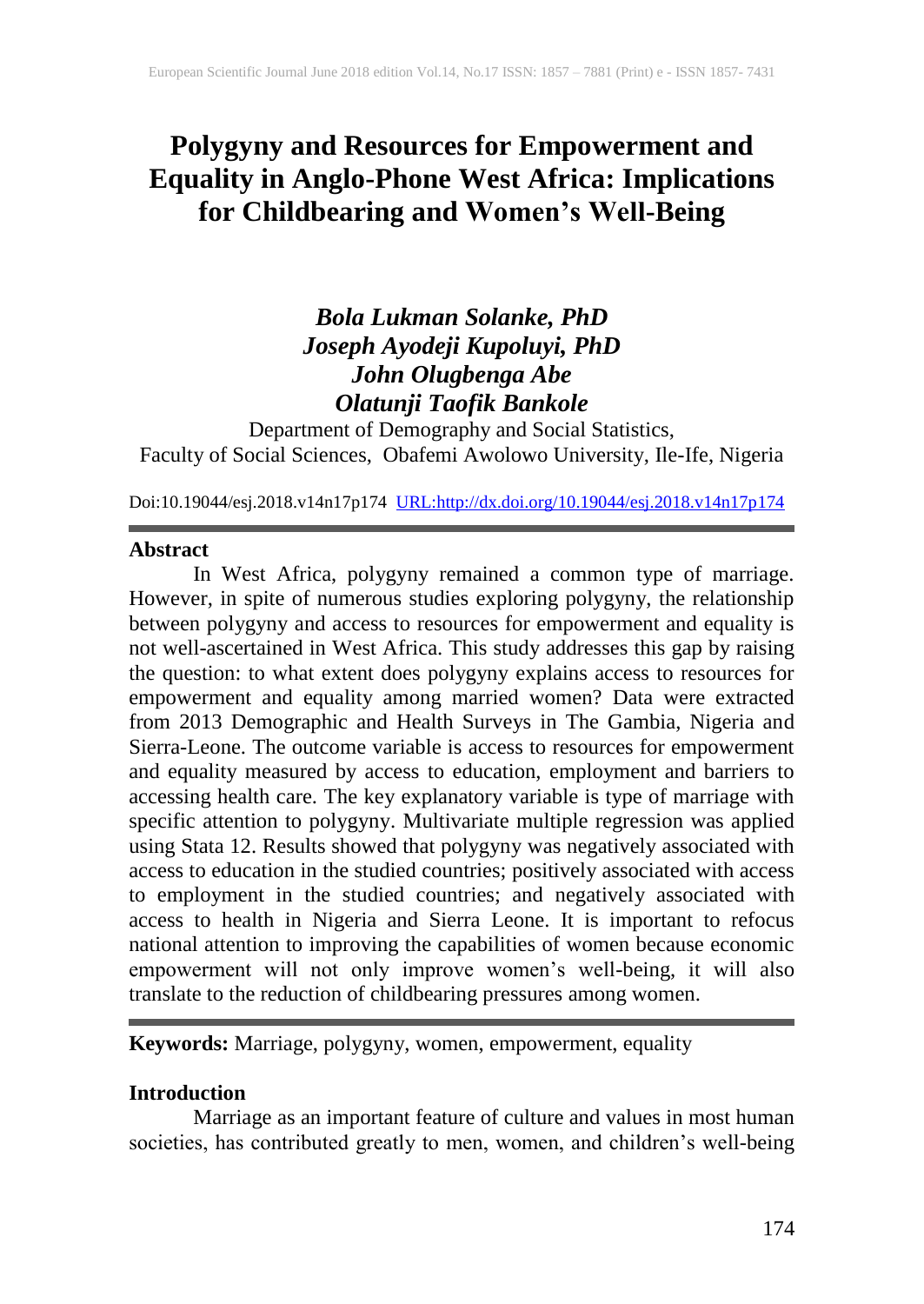# Polygyny and Resources for Empowerment and Equality in Anglo-Phone West Africa: Implications for Childbearing and Women's Well-Being

***Bola Lukman Solanke, PhD***
***Joseph Ayodeji Kupoluyi, PhD***
***John Olugbenga Abe***
***Olatunji Taofik Bankole***

Department of Demography and Social Statistics,
Faculty of Social Sciences, Obafemi Awolowo University, Ile-Ife, Nigeria

Doi:10.19044/esj.2018.v14n17p174 [URL:http://dx.doi.org/10.19044/esj.2018.v14n17p174](http://dx.doi.org/10.19044/esj.2018.v14n17p174)

## Abstract

In West Africa, polygyny remained a common type of marriage. However, in spite of numerous studies exploring polygyny, the relationship between polygyny and access to resources for empowerment and equality is not well-ascertained in West Africa. This study addresses this gap by raising the question: to what extent does polygyny explains access to resources for empowerment and equality among married women? Data were extracted from 2013 Demographic and Health Surveys in The Gambia, Nigeria and Sierra-Leone. The outcome variable is access to resources for empowerment and equality measured by access to education, employment and barriers to accessing health care. The key explanatory variable is type of marriage with specific attention to polygyny. Multivariate multiple regression was applied using Stata 12. Results showed that polygyny was negatively associated with access to education in the studied countries; positively associated with access to employment in the studied countries; and negatively associated with access to health in Nigeria and Sierra Leone. It is important to refocus national attention to improving the capabilities of women because economic empowerment will not only improve women's well-being, it will also translate to the reduction of childbearing pressures among women.

**Keywords:** Marriage, polygyny, women, empowerment, equality

## Introduction

Marriage as an important feature of culture and values in most human societies, has contributed greatly to men, women, and children's well-being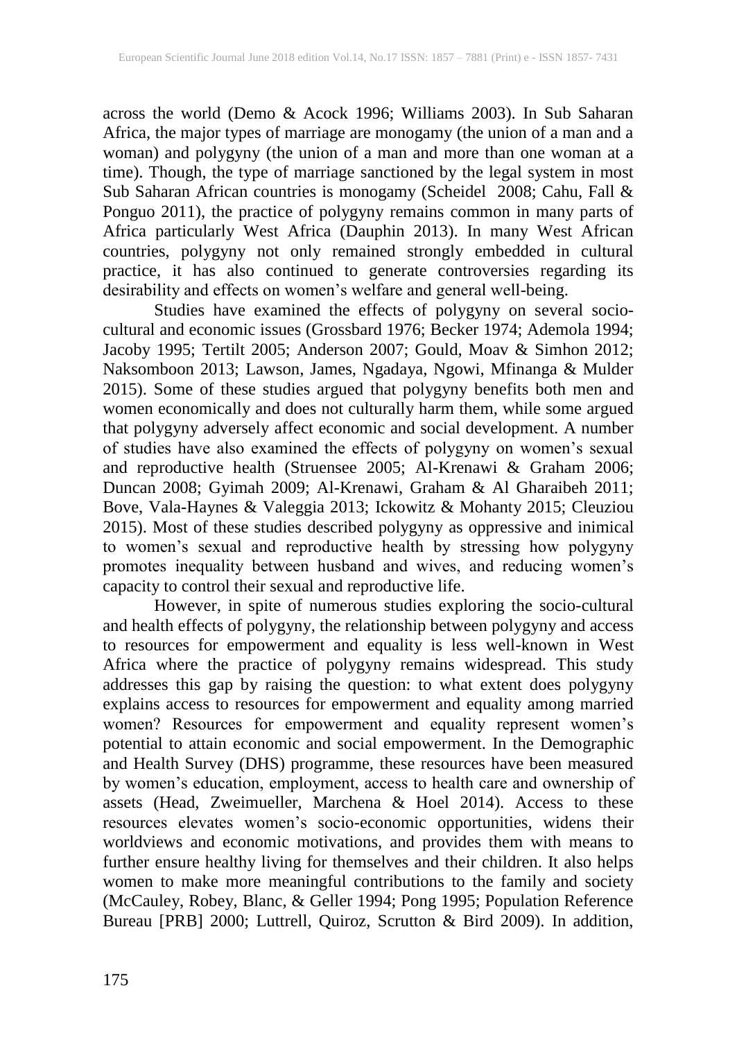across the world (Demo & Acock 1996; Williams 2003). In Sub Saharan Africa, the major types of marriage are monogamy (the union of a man and a woman) and polygyny (the union of a man and more than one woman at a time). Though, the type of marriage sanctioned by the legal system in most Sub Saharan African countries is monogamy (Scheidel 2008; Cahu, Fall & Ponguo 2011), the practice of polygyny remains common in many parts of Africa particularly West Africa (Dauphin 2013). In many West African countries, polygyny not only remained strongly embedded in cultural practice, it has also continued to generate controversies regarding its desirability and effects on women's welfare and general well-being.

Studies have examined the effects of polygyny on several socio-cultural and economic issues (Grossbard 1976; Becker 1974; Ademola 1994; Jacoby 1995; Tertilt 2005; Anderson 2007; Gould, Moav & Simhon 2012; Naksomboon 2013; Lawson, James, Ngadaya, Ngowi, Mfinanga & Mulder 2015). Some of these studies argued that polygyny benefits both men and women economically and does not culturally harm them, while some argued that polygyny adversely affect economic and social development. A number of studies have also examined the effects of polygyny on women's sexual and reproductive health (Struensee 2005; Al-Krenawi & Graham 2006; Duncan 2008; Gyimah 2009; Al-Krenawi, Graham & Al Gharaibeh 2011; Bove, Vala-Haynes & Valeggia 2013; Ickowitz & Mohanty 2015; Cleuziou 2015). Most of these studies described polygyny as oppressive and inimical to women's sexual and reproductive health by stressing how polygyny promotes inequality between husband and wives, and reducing women's capacity to control their sexual and reproductive life.

However, in spite of numerous studies exploring the socio-cultural and health effects of polygyny, the relationship between polygyny and access to resources for empowerment and equality is less well-known in West Africa where the practice of polygyny remains widespread. This study addresses this gap by raising the question: to what extent does polygyny explains access to resources for empowerment and equality among married women? Resources for empowerment and equality represent women's potential to attain economic and social empowerment. In the Demographic and Health Survey (DHS) programme, these resources have been measured by women's education, employment, access to health care and ownership of assets (Head, Zweimueller, Marchena & Hoel 2014). Access to these resources elevates women's socio-economic opportunities, widens their worldviews and economic motivations, and provides them with means to further ensure healthy living for themselves and their children. It also helps women to make more meaningful contributions to the family and society (McCauley, Robey, Blanc, & Geller 1994; Pong 1995; Population Reference Bureau [PRB] 2000; Luttrell, Quiroz, Scrutton & Bird 2009). In addition,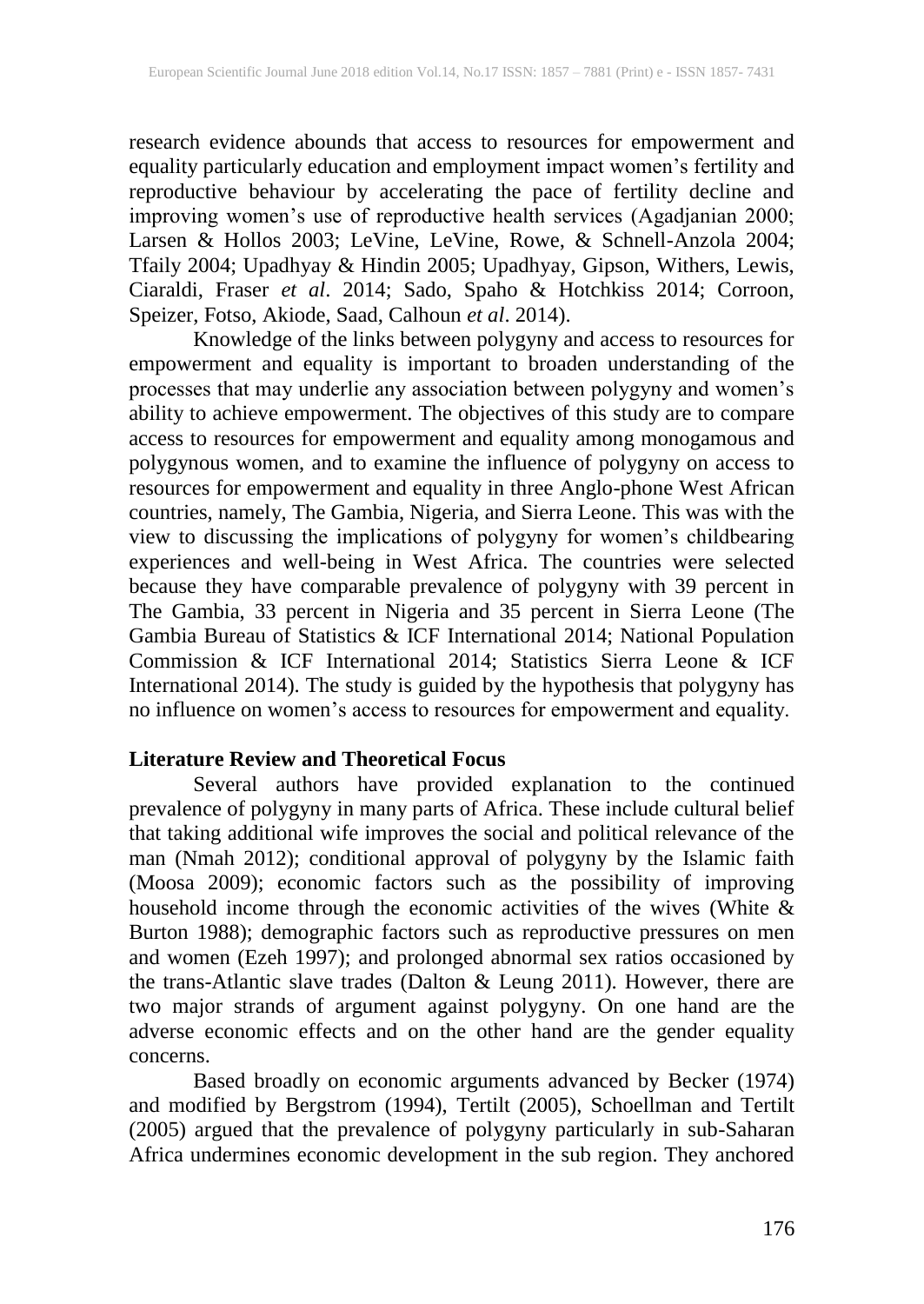research evidence abounds that access to resources for empowerment and equality particularly education and employment impact women's fertility and reproductive behaviour by accelerating the pace of fertility decline and improving women's use of reproductive health services (Agadjanian 2000; Larsen & Hollos 2003; LeVine, LeVine, Rowe, & Schnell-Anzola 2004; Tfaily 2004; Upadhyay & Hindin 2005; Upadhyay, Gipson, Withers, Lewis, Ciaraldi, Fraser *et al*. 2014; Sado, Spaho & Hotchkiss 2014; Corroon, Speizer, Fotso, Akiode, Saad, Calhoun *et al*. 2014).

Knowledge of the links between polygyny and access to resources for empowerment and equality is important to broaden understanding of the processes that may underlie any association between polygyny and women's ability to achieve empowerment. The objectives of this study are to compare access to resources for empowerment and equality among monogamous and polygynous women, and to examine the influence of polygyny on access to resources for empowerment and equality in three Anglo-phone West African countries, namely, The Gambia, Nigeria, and Sierra Leone. This was with the view to discussing the implications of polygyny for women's childbearing experiences and well-being in West Africa. The countries were selected because they have comparable prevalence of polygyny with 39 percent in The Gambia, 33 percent in Nigeria and 35 percent in Sierra Leone (The Gambia Bureau of Statistics & ICF International 2014; National Population Commission & ICF International 2014; Statistics Sierra Leone & ICF International 2014). The study is guided by the hypothesis that polygyny has no influence on women's access to resources for empowerment and equality.

## Literature Review and Theoretical Focus

Several authors have provided explanation to the continued prevalence of polygyny in many parts of Africa. These include cultural belief that taking additional wife improves the social and political relevance of the man (Nmah 2012); conditional approval of polygyny by the Islamic faith (Moosa 2009); economic factors such as the possibility of improving household income through the economic activities of the wives (White & Burton 1988); demographic factors such as reproductive pressures on men and women (Ezeh 1997); and prolonged abnormal sex ratios occasioned by the trans-Atlantic slave trades (Dalton & Leung 2011). However, there are two major strands of argument against polygyny. On one hand are the adverse economic effects and on the other hand are the gender equality concerns.

Based broadly on economic arguments advanced by Becker (1974) and modified by Bergstrom (1994), Tertilt (2005), Schoellman and Tertilt (2005) argued that the prevalence of polygyny particularly in sub-Saharan Africa undermines economic development in the sub region. They anchored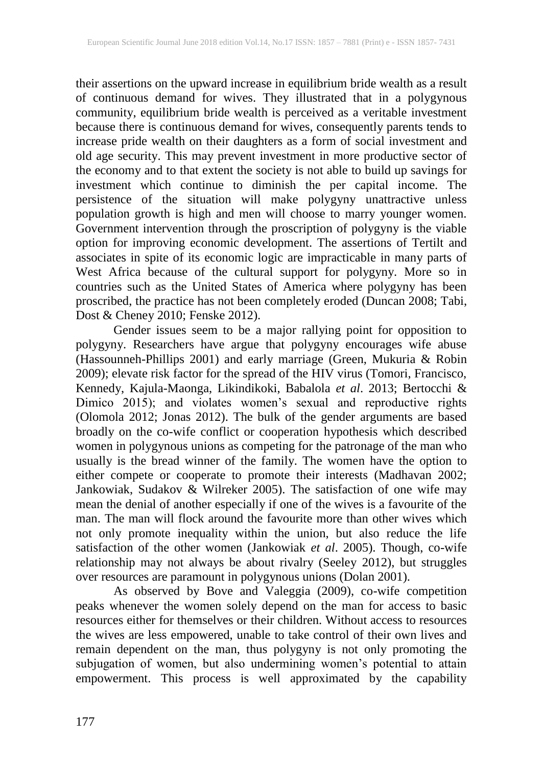their assertions on the upward increase in equilibrium bride wealth as a result of continuous demand for wives. They illustrated that in a polygynous community, equilibrium bride wealth is perceived as a veritable investment because there is continuous demand for wives, consequently parents tends to increase pride wealth on their daughters as a form of social investment and old age security. This may prevent investment in more productive sector of the economy and to that extent the society is not able to build up savings for investment which continue to diminish the per capital income. The persistence of the situation will make polygyny unattractive unless population growth is high and men will choose to marry younger women. Government intervention through the proscription of polygyny is the viable option for improving economic development. The assertions of Tertilt and associates in spite of its economic logic are impracticable in many parts of West Africa because of the cultural support for polygyny. More so in countries such as the United States of America where polygyny has been proscribed, the practice has not been completely eroded (Duncan 2008; Tabi, Dost & Cheney 2010; Fenske 2012).

Gender issues seem to be a major rallying point for opposition to polygyny. Researchers have argue that polygyny encourages wife abuse (Hassounneh-Phillips 2001) and early marriage (Green, Mukuria & Robin 2009); elevate risk factor for the spread of the HIV virus (Tomori, Francisco, Kennedy, Kajula-Maonga, Likindikoki, Babalola *et al*. 2013; Bertocchi & Dimico 2015); and violates women's sexual and reproductive rights (Olomola 2012; Jonas 2012). The bulk of the gender arguments are based broadly on the co-wife conflict or cooperation hypothesis which described women in polygynous unions as competing for the patronage of the man who usually is the bread winner of the family. The women have the option to either compete or cooperate to promote their interests (Madhavan 2002; Jankowiak, Sudakov & Wilreker 2005). The satisfaction of one wife may mean the denial of another especially if one of the wives is a favourite of the man. The man will flock around the favourite more than other wives which not only promote inequality within the union, but also reduce the life satisfaction of the other women (Jankowiak *et al*. 2005). Though, co-wife relationship may not always be about rivalry (Seeley 2012), but struggles over resources are paramount in polygynous unions (Dolan 2001).

As observed by Bove and Valeggia (2009), co-wife competition peaks whenever the women solely depend on the man for access to basic resources either for themselves or their children. Without access to resources the wives are less empowered, unable to take control of their own lives and remain dependent on the man, thus polygyny is not only promoting the subjugation of women, but also undermining women's potential to attain empowerment. This process is well approximated by the capability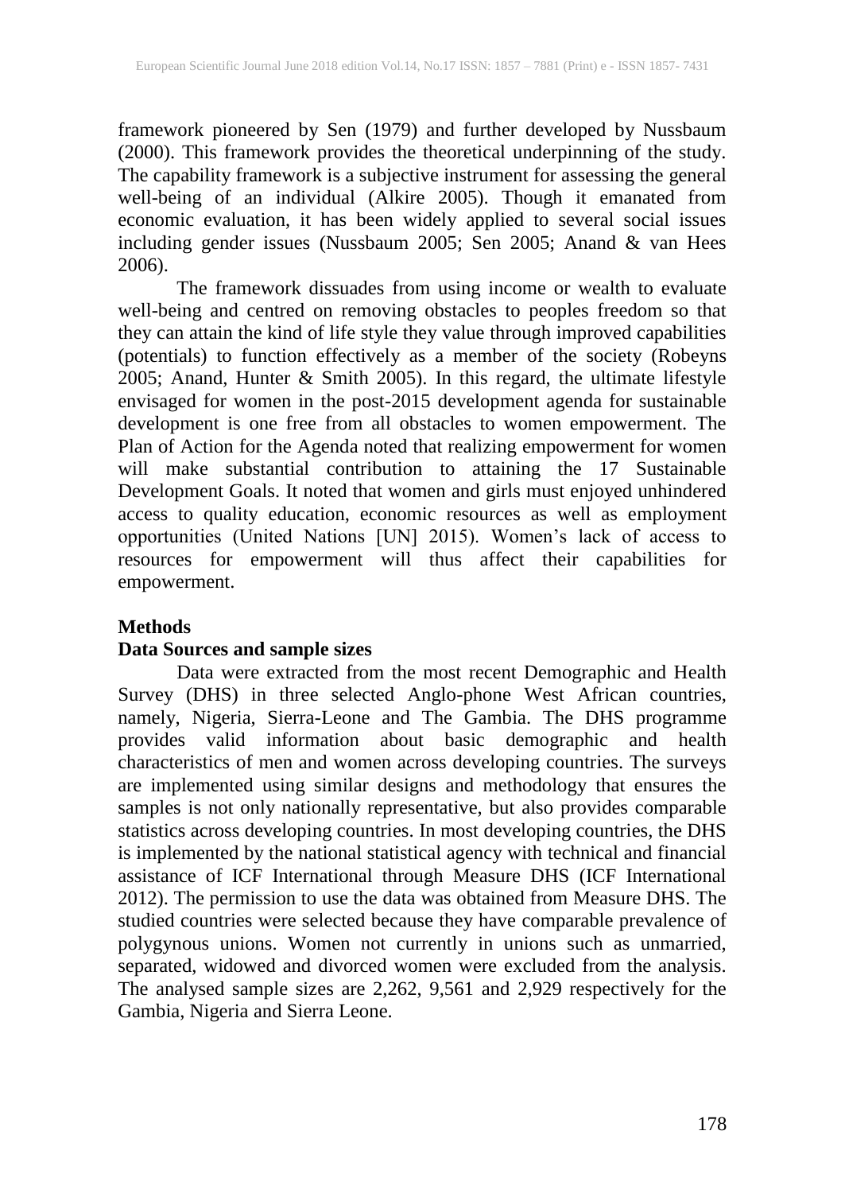framework pioneered by Sen (1979) and further developed by Nussbaum (2000). This framework provides the theoretical underpinning of the study. The capability framework is a subjective instrument for assessing the general well-being of an individual (Alkire 2005). Though it emanated from economic evaluation, it has been widely applied to several social issues including gender issues (Nussbaum 2005; Sen 2005; Anand & van Hees 2006).

The framework dissuades from using income or wealth to evaluate well-being and centred on removing obstacles to peoples freedom so that they can attain the kind of life style they value through improved capabilities (potentials) to function effectively as a member of the society (Robeyns 2005; Anand, Hunter & Smith 2005). In this regard, the ultimate lifestyle envisaged for women in the post-2015 development agenda for sustainable development is one free from all obstacles to women empowerment. The Plan of Action for the Agenda noted that realizing empowerment for women will make substantial contribution to attaining the 17 Sustainable Development Goals. It noted that women and girls must enjoyed unhindered access to quality education, economic resources as well as employment opportunities (United Nations [UN] 2015). Women's lack of access to resources for empowerment will thus affect their capabilities for empowerment.

## Methods

### Data Sources and sample sizes

Data were extracted from the most recent Demographic and Health Survey (DHS) in three selected Anglo-phone West African countries, namely, Nigeria, Sierra-Leone and The Gambia. The DHS programme provides valid information about basic demographic and health characteristics of men and women across developing countries. The surveys are implemented using similar designs and methodology that ensures the samples is not only nationally representative, but also provides comparable statistics across developing countries. In most developing countries, the DHS is implemented by the national statistical agency with technical and financial assistance of ICF International through Measure DHS (ICF International 2012). The permission to use the data was obtained from Measure DHS. The studied countries were selected because they have comparable prevalence of polygynous unions. Women not currently in unions such as unmarried, separated, widowed and divorced women were excluded from the analysis. The analysed sample sizes are 2,262, 9,561 and 2,929 respectively for the Gambia, Nigeria and Sierra Leone.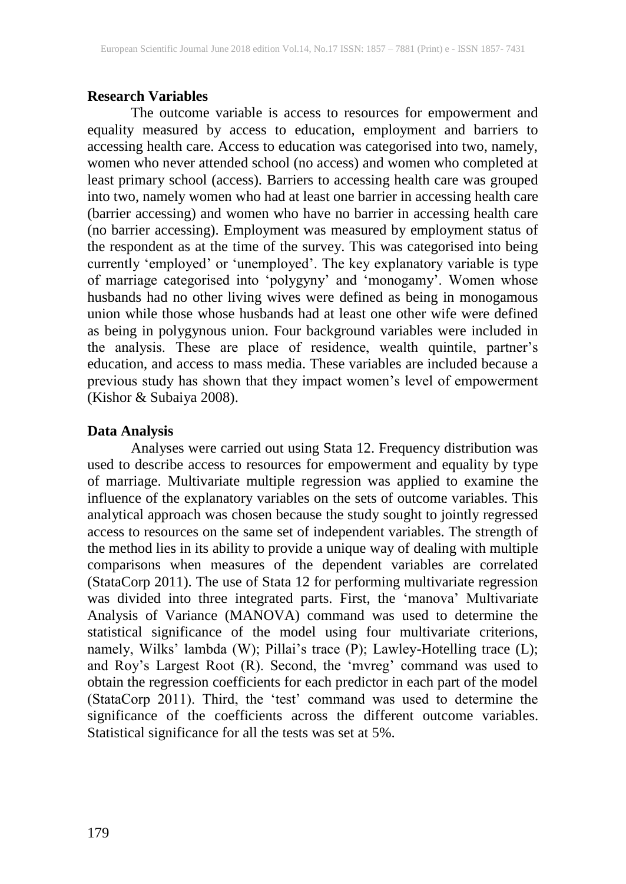## Research Variables

The outcome variable is access to resources for empowerment and equality measured by access to education, employment and barriers to accessing health care. Access to education was categorised into two, namely, women who never attended school (no access) and women who completed at least primary school (access). Barriers to accessing health care was grouped into two, namely women who had at least one barrier in accessing health care (barrier accessing) and women who have no barrier in accessing health care (no barrier accessing). Employment was measured by employment status of the respondent as at the time of the survey. This was categorised into being currently 'employed' or 'unemployed'. The key explanatory variable is type of marriage categorised into 'polygyny' and 'monogamy'. Women whose husbands had no other living wives were defined as being in monogamous union while those whose husbands had at least one other wife were defined as being in polygynous union. Four background variables were included in the analysis. These are place of residence, wealth quintile, partner's education, and access to mass media. These variables are included because a previous study has shown that they impact women's level of empowerment (Kishor & Subaiya 2008).

## Data Analysis

Analyses were carried out using Stata 12. Frequency distribution was used to describe access to resources for empowerment and equality by type of marriage. Multivariate multiple regression was applied to examine the influence of the explanatory variables on the sets of outcome variables. This analytical approach was chosen because the study sought to jointly regressed access to resources on the same set of independent variables. The strength of the method lies in its ability to provide a unique way of dealing with multiple comparisons when measures of the dependent variables are correlated (StataCorp 2011). The use of Stata 12 for performing multivariate regression was divided into three integrated parts. First, the 'manova' Multivariate Analysis of Variance (MANOVA) command was used to determine the statistical significance of the model using four multivariate criterions, namely, Wilks' lambda (W); Pillai's trace (P); Lawley-Hotelling trace (L); and Roy's Largest Root (R). Second, the 'mvreg' command was used to obtain the regression coefficients for each predictor in each part of the model (StataCorp 2011). Third, the 'test' command was used to determine the significance of the coefficients across the different outcome variables. Statistical significance for all the tests was set at 5%.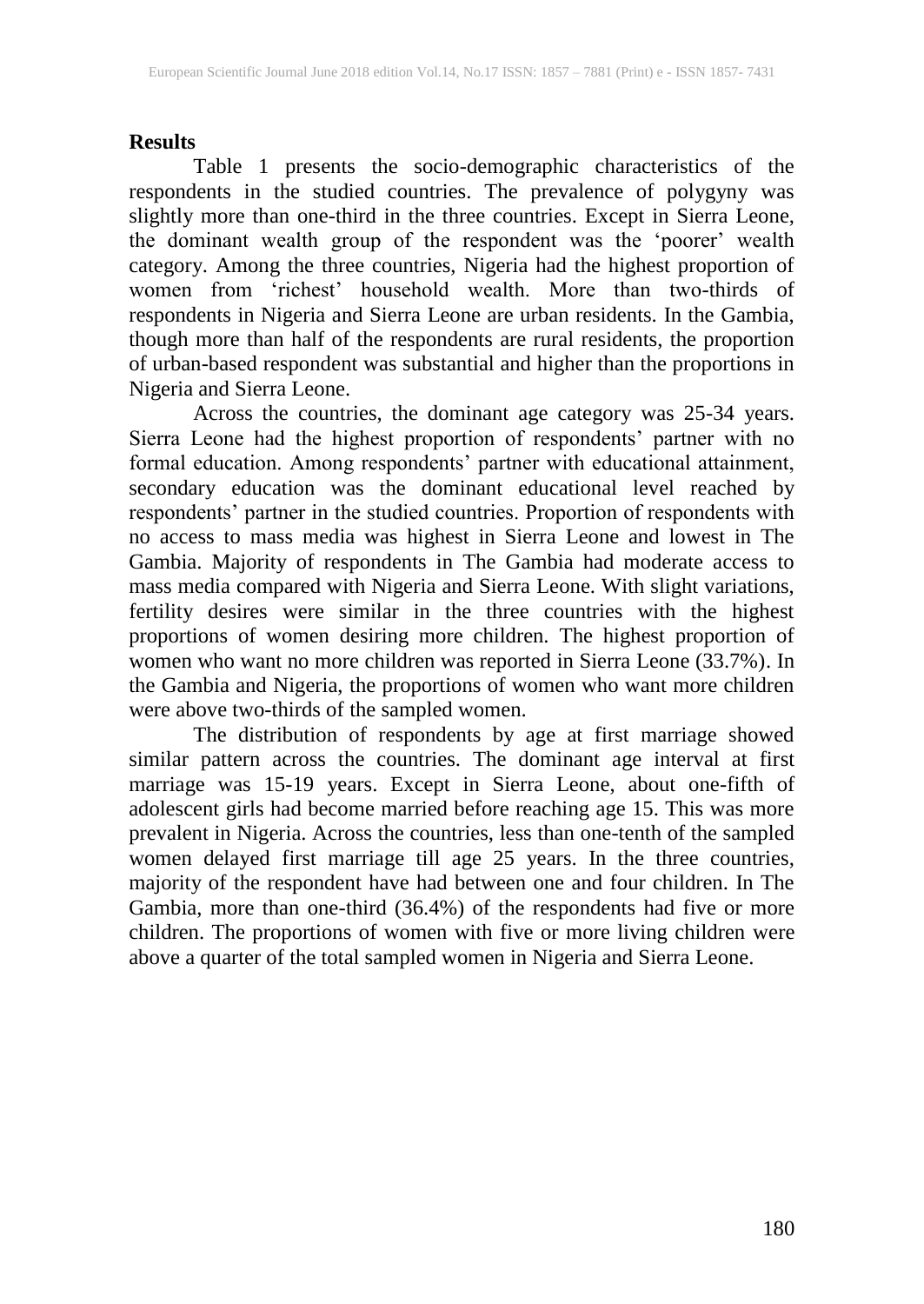## Results

Table 1 presents the socio-demographic characteristics of the respondents in the studied countries. The prevalence of polygyny was slightly more than one-third in the three countries. Except in Sierra Leone, the dominant wealth group of the respondent was the 'poorer' wealth category. Among the three countries, Nigeria had the highest proportion of women from 'richest' household wealth. More than two-thirds of respondents in Nigeria and Sierra Leone are urban residents. In the Gambia, though more than half of the respondents are rural residents, the proportion of urban-based respondent was substantial and higher than the proportions in Nigeria and Sierra Leone.

Across the countries, the dominant age category was 25-34 years. Sierra Leone had the highest proportion of respondents' partner with no formal education. Among respondents' partner with educational attainment, secondary education was the dominant educational level reached by respondents' partner in the studied countries. Proportion of respondents with no access to mass media was highest in Sierra Leone and lowest in The Gambia. Majority of respondents in The Gambia had moderate access to mass media compared with Nigeria and Sierra Leone. With slight variations, fertility desires were similar in the three countries with the highest proportions of women desiring more children. The highest proportion of women who want no more children was reported in Sierra Leone (33.7%). In the Gambia and Nigeria, the proportions of women who want more children were above two-thirds of the sampled women.

The distribution of respondents by age at first marriage showed similar pattern across the countries. The dominant age interval at first marriage was 15-19 years. Except in Sierra Leone, about one-fifth of adolescent girls had become married before reaching age 15. This was more prevalent in Nigeria. Across the countries, less than one-tenth of the sampled women delayed first marriage till age 25 years. In the three countries, majority of the respondent have had between one and four children. In The Gambia, more than one-third (36.4%) of the respondents had five or more children. The proportions of women with five or more living children were above a quarter of the total sampled women in Nigeria and Sierra Leone.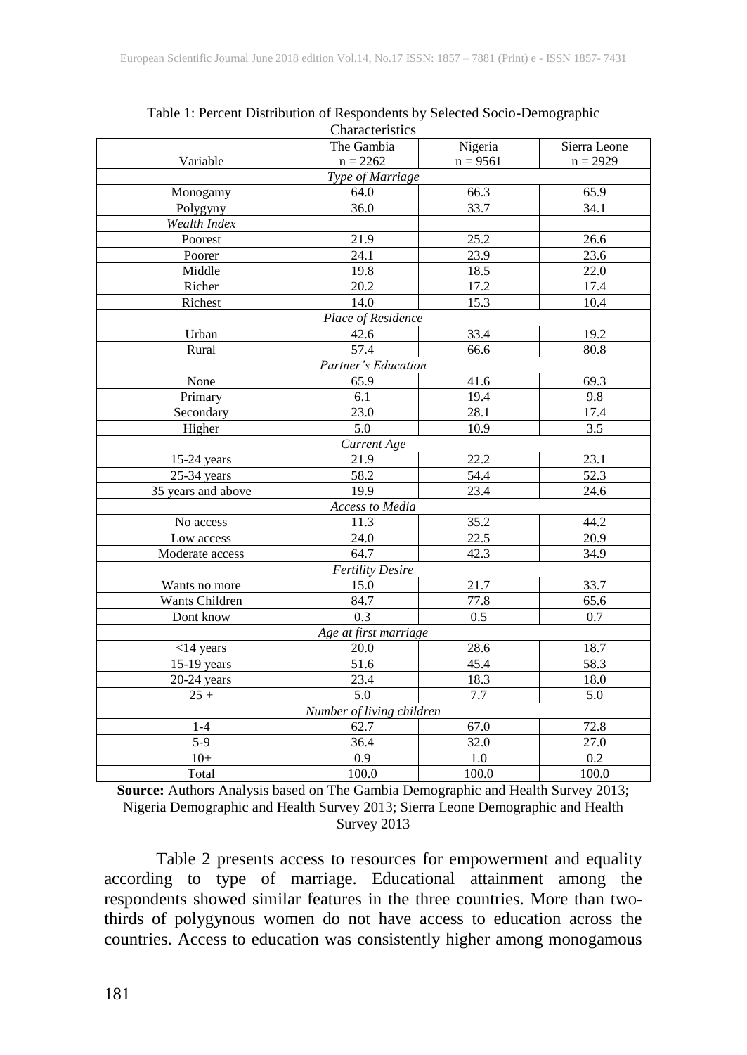Table 1: Percent Distribution of Respondents by Selected Socio-Demographic Characteristics

| Variable | The Gambia n = 2262 | Nigeria n = 9561 | Sierra Leone n = 2929 |
|---|---|---|---|
| *Type of Marriage* | | | |
| Monogamy | 64.0 | 66.3 | 65.9 |
| Polygyny | 36.0 | 33.7 | 34.1 |
| *Wealth Index* | | | |
| Poorest | 21.9 | 25.2 | 26.6 |
| Poorer | 24.1 | 23.9 | 23.6 |
| Middle | 19.8 | 18.5 | 22.0 |
| Richer | 20.2 | 17.2 | 17.4 |
| Richest | 14.0 | 15.3 | 10.4 |
| *Place of Residence* | | | |
| Urban | 42.6 | 33.4 | 19.2 |
| Rural | 57.4 | 66.6 | 80.8 |
| *Partner's Education* | | | |
| None | 65.9 | 41.6 | 69.3 |
| Primary | 6.1 | 19.4 | 9.8 |
| Secondary | 23.0 | 28.1 | 17.4 |
| Higher | 5.0 | 10.9 | 3.5 |
| *Current Age* | | | |
| 15-24 years | 21.9 | 22.2 | 23.1 |
| 25-34 years | 58.2 | 54.4 | 52.3 |
| 35 years and above | 19.9 | 23.4 | 24.6 |
| *Access to Media* | | | |
| No access | 11.3 | 35.2 | 44.2 |
| Low access | 24.0 | 22.5 | 20.9 |
| Moderate access | 64.7 | 42.3 | 34.9 |
| *Fertility Desire* | | | |
| Wants no more | 15.0 | 21.7 | 33.7 |
| Wants Children | 84.7 | 77.8 | 65.6 |
| Dont know | 0.3 | 0.5 | 0.7 |
| *Age at first marriage* | | | |
| <14 years | 20.0 | 28.6 | 18.7 |
| 15-19 years | 51.6 | 45.4 | 58.3 |
| 20-24 years | 23.4 | 18.3 | 18.0 |
| 25 + | 5.0 | 7.7 | 5.0 |
| *Number of living children* | | | |
| 1-4 | 62.7 | 67.0 | 72.8 |
| 5-9 | 36.4 | 32.0 | 27.0 |
| 10+ | 0.9 | 1.0 | 0.2 |
| Total | 100.0 | 100.0 | 100.0 |

**Source:** Authors Analysis based on The Gambia Demographic and Health Survey 2013; Nigeria Demographic and Health Survey 2013; Sierra Leone Demographic and Health Survey 2013

Table 2 presents access to resources for empowerment and equality according to type of marriage. Educational attainment among the respondents showed similar features in the three countries. More than two-thirds of polygynous women do not have access to education across the countries. Access to education was consistently higher among monogamous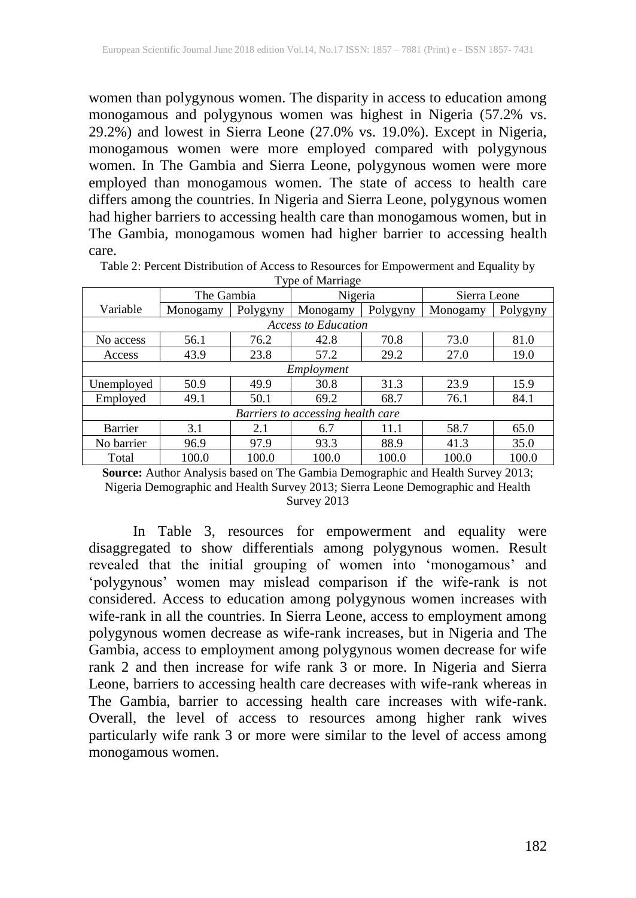women than polygynous women. The disparity in access to education among monogamous and polygynous women was highest in Nigeria (57.2% vs. 29.2%) and lowest in Sierra Leone (27.0% vs. 19.0%). Except in Nigeria, monogamous women were more employed compared with polygynous women. In The Gambia and Sierra Leone, polygynous women were more employed than monogamous women. The state of access to health care differs among the countries. In Nigeria and Sierra Leone, polygynous women had higher barriers to accessing health care than monogamous women, but in The Gambia, monogamous women had higher barrier to accessing health care.

Table 2: Percent Distribution of Access to Resources for Empowerment and Equality by Type of Marriage

| Variable | The Gambia | | Nigeria | | Sierra Leone | |
|---|---|---|---|---|---|---|
| | Monogamy | Polygyny | Monogamy | Polygyny | Monogamy | Polygyny |
| *Access to Education* | | | | | | |
| No access | 56.1 | 76.2 | 42.8 | 70.8 | 73.0 | 81.0 |
| Access | 43.9 | 23.8 | 57.2 | 29.2 | 27.0 | 19.0 |
| *Employment* | | | | | | |
| Unemployed | 50.9 | 49.9 | 30.8 | 31.3 | 23.9 | 15.9 |
| Employed | 49.1 | 50.1 | 69.2 | 68.7 | 76.1 | 84.1 |
| *Barriers to accessing health care* | | | | | | |
| Barrier | 3.1 | 2.1 | 6.7 | 11.1 | 58.7 | 65.0 |
| No barrier | 96.9 | 97.9 | 93.3 | 88.9 | 41.3 | 35.0 |
| Total | 100.0 | 100.0 | 100.0 | 100.0 | 100.0 | 100.0 |

**Source:** Author Analysis based on The Gambia Demographic and Health Survey 2013; Nigeria Demographic and Health Survey 2013; Sierra Leone Demographic and Health Survey 2013

In Table 3, resources for empowerment and equality were disaggregated to show differentials among polygynous women. Result revealed that the initial grouping of women into 'monogamous' and 'polygynous' women may mislead comparison if the wife-rank is not considered. Access to education among polygynous women increases with wife-rank in all the countries. In Sierra Leone, access to employment among polygynous women decrease as wife-rank increases, but in Nigeria and The Gambia, access to employment among polygynous women decrease for wife rank 2 and then increase for wife rank 3 or more. In Nigeria and Sierra Leone, barriers to accessing health care decreases with wife-rank whereas in The Gambia, barrier to accessing health care increases with wife-rank. Overall, the level of access to resources among higher rank wives particularly wife rank 3 or more were similar to the level of access among monogamous women.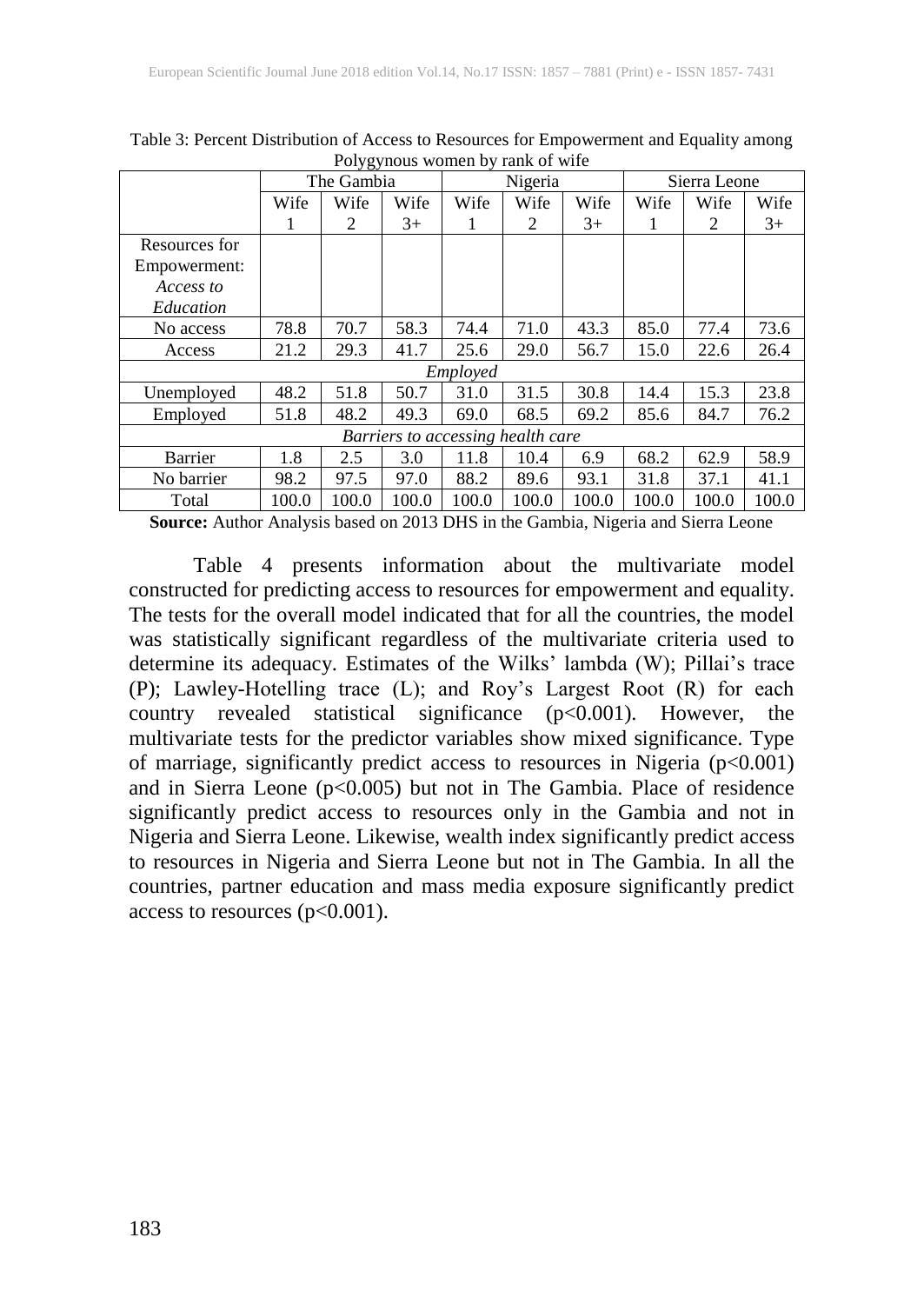Table 3: Percent Distribution of Access to Resources for Empowerment and Equality among Polygynous women by rank of wife

| | The Gambia | | | Nigeria | | | Sierra Leone | | |
|---|---|---|---|---|---|---|---|---|---|
| | Wife 1 | Wife 2 | Wife 3+ | Wife 1 | Wife 2 | Wife 3+ | Wife 1 | Wife 2 | Wife 3+ |
| Resources for Empowerment: *Access to Education* | | | | | | | | | |
| No access | 78.8 | 70.7 | 58.3 | 74.4 | 71.0 | 43.3 | 85.0 | 77.4 | 73.6 |
| Access | 21.2 | 29.3 | 41.7 | 25.6 | 29.0 | 56.7 | 15.0 | 22.6 | 26.4 |
| *Employed* | | | | | | | | | |
| Unemployed | 48.2 | 51.8 | 50.7 | 31.0 | 31.5 | 30.8 | 14.4 | 15.3 | 23.8 |
| Employed | 51.8 | 48.2 | 49.3 | 69.0 | 68.5 | 69.2 | 85.6 | 84.7 | 76.2 |
| *Barriers to accessing health care* | | | | | | | | | |
| Barrier | 1.8 | 2.5 | 3.0 | 11.8 | 10.4 | 6.9 | 68.2 | 62.9 | 58.9 |
| No barrier | 98.2 | 97.5 | 97.0 | 88.2 | 89.6 | 93.1 | 31.8 | 37.1 | 41.1 |
| Total | 100.0 | 100.0 | 100.0 | 100.0 | 100.0 | 100.0 | 100.0 | 100.0 | 100.0 |

**Source:** Author Analysis based on 2013 DHS in the Gambia, Nigeria and Sierra Leone

Table 4 presents information about the multivariate model constructed for predicting access to resources for empowerment and equality. The tests for the overall model indicated that for all the countries, the model was statistically significant regardless of the multivariate criteria used to determine its adequacy. Estimates of the Wilks' lambda (W); Pillai's trace (P); Lawley-Hotelling trace (L); and Roy's Largest Root (R) for each country revealed statistical significance ($p<0.001$). However, the multivariate tests for the predictor variables show mixed significance. Type of marriage, significantly predict access to resources in Nigeria ($p<0.001$) and in Sierra Leone ($p<0.005$) but not in The Gambia. Place of residence significantly predict access to resources only in the Gambia and not in Nigeria and Sierra Leone. Likewise, wealth index significantly predict access to resources in Nigeria and Sierra Leone but not in The Gambia. In all the countries, partner education and mass media exposure significantly predict access to resources ($p<0.001$).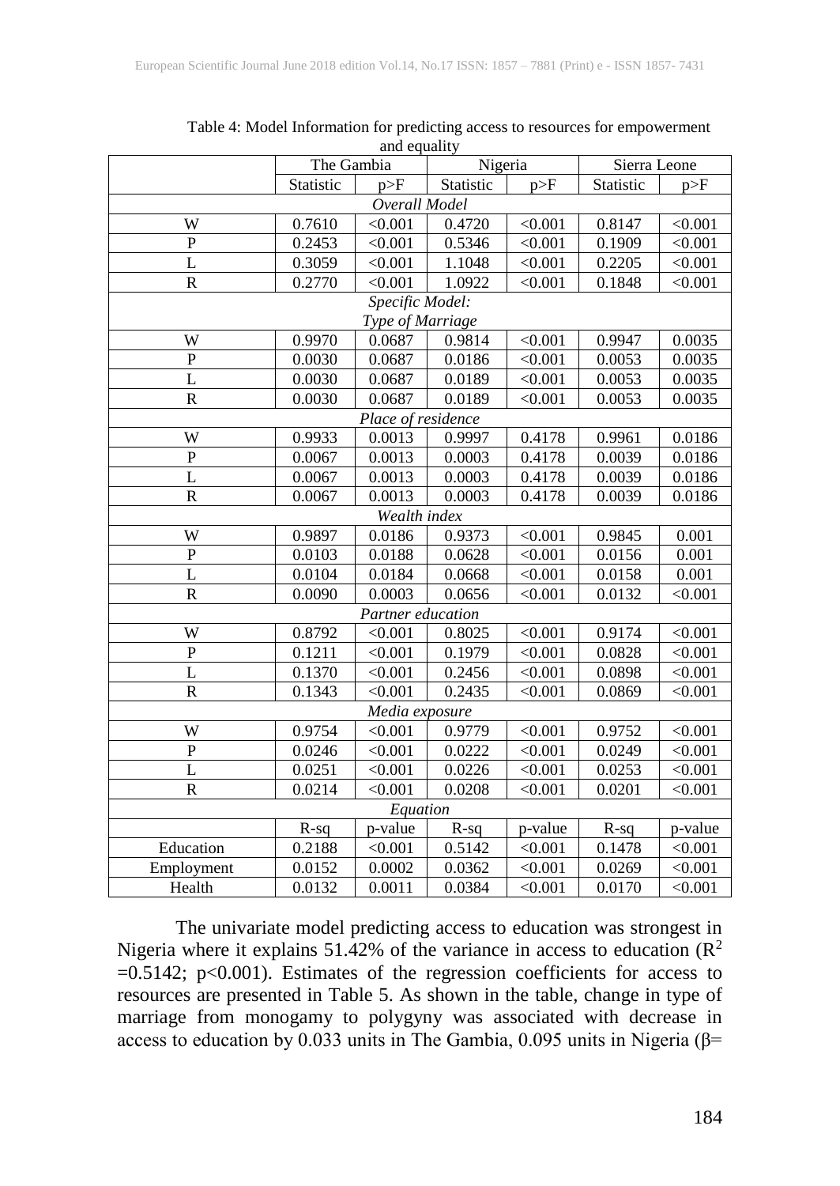Table 4: Model Information for predicting access to resources for empowerment and equality

| | The Gambia | | Nigeria | | Sierra Leone | |
|---|---|---|---|---|---|---|
| | Statistic | p>F | Statistic | p>F | Statistic | p>F |
| *Overall Model* | | | | | | |
| W | 0.7610 | <0.001 | 0.4720 | <0.001 | 0.8147 | <0.001 |
| P | 0.2453 | <0.001 | 0.5346 | <0.001 | 0.1909 | <0.001 |
| L | 0.3059 | <0.001 | 1.1048 | <0.001 | 0.2205 | <0.001 |
| R | 0.2770 | <0.001 | 1.0922 | <0.001 | 0.1848 | <0.001 |
| *Specific Model: Type of Marriage* | | | | | | |
| W | 0.9970 | 0.0687 | 0.9814 | <0.001 | 0.9947 | 0.0035 |
| P | 0.0030 | 0.0687 | 0.0186 | <0.001 | 0.0053 | 0.0035 |
| L | 0.0030 | 0.0687 | 0.0189 | <0.001 | 0.0053 | 0.0035 |
| R | 0.0030 | 0.0687 | 0.0189 | <0.001 | 0.0053 | 0.0035 |
| *Place of residence* | | | | | | |
| W | 0.9933 | 0.0013 | 0.9997 | 0.4178 | 0.9961 | 0.0186 |
| P | 0.0067 | 0.0013 | 0.0003 | 0.4178 | 0.0039 | 0.0186 |
| L | 0.0067 | 0.0013 | 0.0003 | 0.4178 | 0.0039 | 0.0186 |
| R | 0.0067 | 0.0013 | 0.0003 | 0.4178 | 0.0039 | 0.0186 |
| *Wealth index* | | | | | | |
| W | 0.9897 | 0.0186 | 0.9373 | <0.001 | 0.9845 | 0.001 |
| P | 0.0103 | 0.0188 | 0.0628 | <0.001 | 0.0156 | 0.001 |
| L | 0.0104 | 0.0184 | 0.0668 | <0.001 | 0.0158 | 0.001 |
| R | 0.0090 | 0.0003 | 0.0656 | <0.001 | 0.0132 | <0.001 |
| *Partner education* | | | | | | |
| W | 0.8792 | <0.001 | 0.8025 | <0.001 | 0.9174 | <0.001 |
| P | 0.1211 | <0.001 | 0.1979 | <0.001 | 0.0828 | <0.001 |
| L | 0.1370 | <0.001 | 0.2456 | <0.001 | 0.0898 | <0.001 |
| R | 0.1343 | <0.001 | 0.2435 | <0.001 | 0.0869 | <0.001 |
| *Media exposure* | | | | | | |
| W | 0.9754 | <0.001 | 0.9779 | <0.001 | 0.9752 | <0.001 |
| P | 0.0246 | <0.001 | 0.0222 | <0.001 | 0.0249 | <0.001 |
| L | 0.0251 | <0.001 | 0.0226 | <0.001 | 0.0253 | <0.001 |
| R | 0.0214 | <0.001 | 0.0208 | <0.001 | 0.0201 | <0.001 |
| *Equation* | | | | | | |
| | R-sq | p-value | R-sq | p-value | R-sq | p-value |
| Education | 0.2188 | <0.001 | 0.5142 | <0.001 | 0.1478 | <0.001 |
| Employment | 0.0152 | 0.0002 | 0.0362 | <0.001 | 0.0269 | <0.001 |
| Health | 0.0132 | 0.0011 | 0.0384 | <0.001 | 0.0170 | <0.001 |

The univariate model predicting access to education was strongest in Nigeria where it explains 51.42% of the variance in access to education ($R^2 = 0.5142$; $p<0.001$). Estimates of the regression coefficients for access to resources are presented in Table 5. As shown in the table, change in type of marriage from monogamy to polygyny was associated with decrease in access to education by 0.033 units in The Gambia, 0.095 units in Nigeria ($\beta=$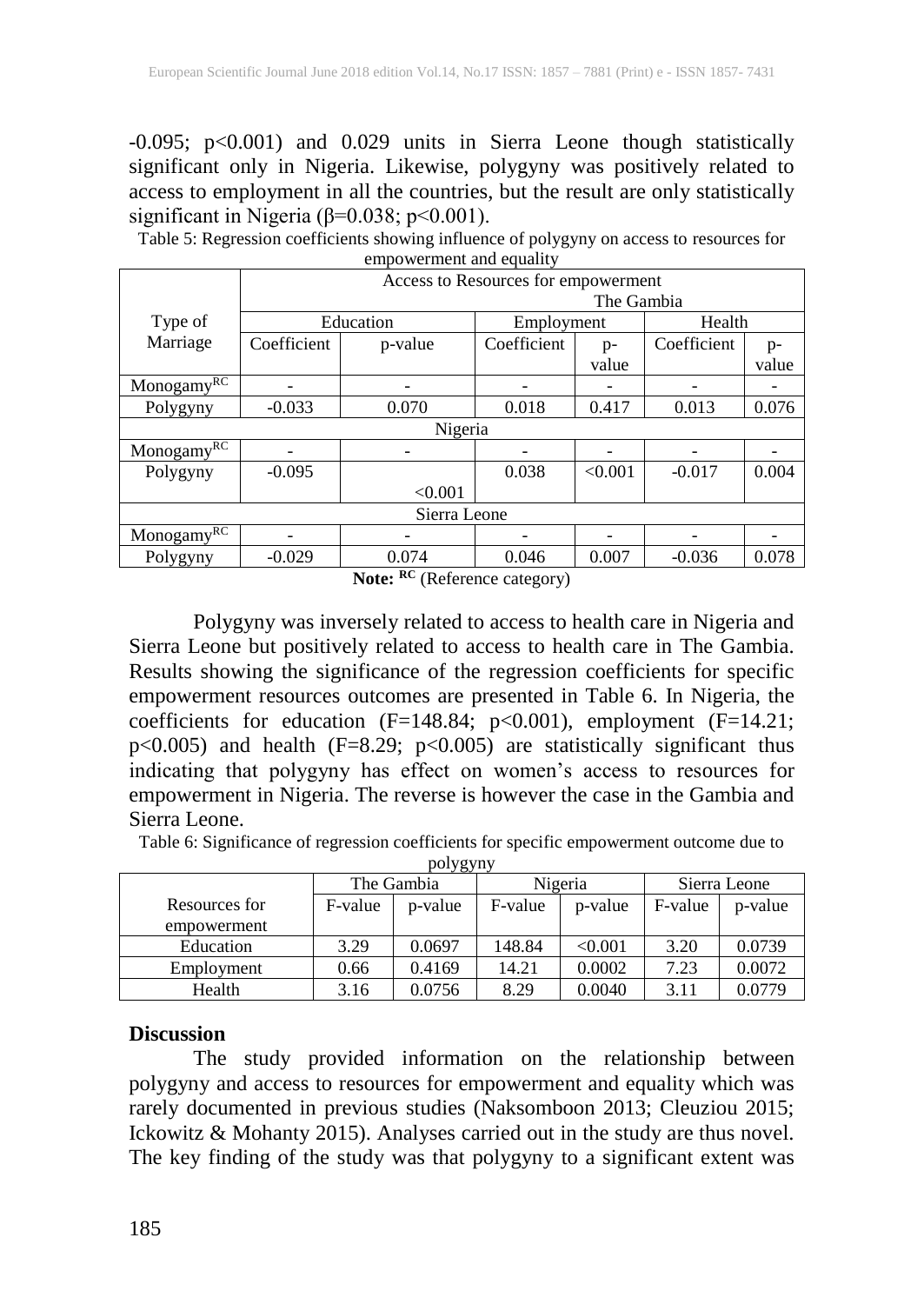-0.095; $p<0.001$) and 0.029 units in Sierra Leone though statistically significant only in Nigeria. Likewise, polygyny was positively related to access to employment in all the countries, but the result are only statistically significant in Nigeria ($\beta=0.038$; $p<0.001$).

Table 5: Regression coefficients showing influence of polygyny on access to resources for empowerment and equality

| Type of Marriage | Access to Resources for empowerment | | | | | |
|---|---|---|---|---|---|---|
| | The Gambia | | | | | |
| | Education | | Employment | | Health | |
| | Coefficient | p-value | Coefficient | p-value | Coefficient | p-value |
| Monogamy$^{RC}$ | - | - | - | - | - | - |
| Polygyny | -0.033 | 0.070 | 0.018 | 0.417 | 0.013 | 0.076 |
| Nigeria | | | | | | |
| Monogamy$^{RC}$ | - | - | - | - | - | - |
| Polygyny | -0.095 | <0.001 | 0.038 | <0.001 | -0.017 | 0.004 |
| Sierra Leone | | | | | | |
| Monogamy$^{RC}$ | - | - | - | - | - | - |
| Polygyny | -0.029 | 0.074 | 0.046 | 0.007 | -0.036 | 0.078 |

**Note:** $^{RC}$ (Reference category)

Polygyny was inversely related to access to health care in Nigeria and Sierra Leone but positively related to access to health care in The Gambia. Results showing the significance of the regression coefficients for specific empowerment resources outcomes are presented in Table 6. In Nigeria, the coefficients for education ($F=148.84$; $p<0.001$), employment ($F=14.21$; $p<0.005$) and health ($F=8.29$; $p<0.005$) are statistically significant thus indicating that polygyny has effect on women's access to resources for empowerment in Nigeria. The reverse is however the case in the Gambia and Sierra Leone.

Table 6: Significance of regression coefficients for specific empowerment outcome due to polygyny

| Resources for empowerment | The Gambia | | Nigeria | | Sierra Leone | |
|---|---|---|---|---|---|---|
| | F-value | p-value | F-value | p-value | F-value | p-value |
| Education | 3.29 | 0.0697 | 148.84 | <0.001 | 3.20 | 0.0739 |
| Employment | 0.66 | 0.4169 | 14.21 | 0.0002 | 7.23 | 0.0072 |
| Health | 3.16 | 0.0756 | 8.29 | 0.0040 | 3.11 | 0.0779 |

## Discussion

The study provided information on the relationship between polygyny and access to resources for empowerment and equality which was rarely documented in previous studies (Naksomboon 2013; Cleuziou 2015; Ickowitz & Mohanty 2015). Analyses carried out in the study are thus novel. The key finding of the study was that polygyny to a significant extent was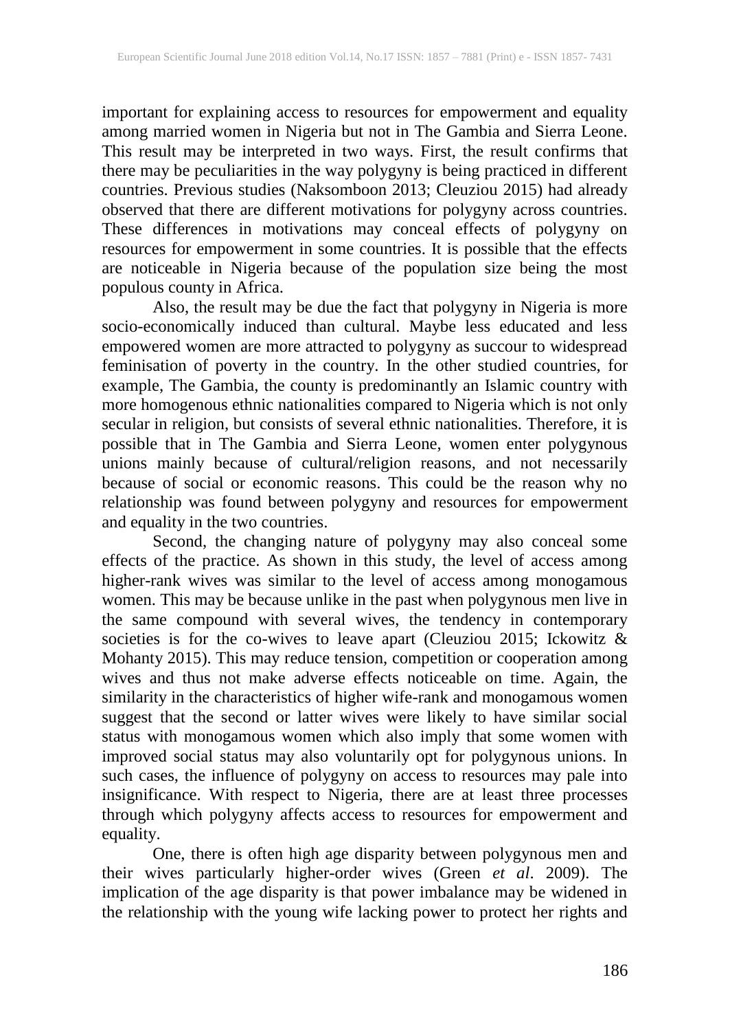important for explaining access to resources for empowerment and equality among married women in Nigeria but not in The Gambia and Sierra Leone. This result may be interpreted in two ways. First, the result confirms that there may be peculiarities in the way polygyny is being practiced in different countries. Previous studies (Naksomboon 2013; Cleuziou 2015) had already observed that there are different motivations for polygyny across countries. These differences in motivations may conceal effects of polygyny on resources for empowerment in some countries. It is possible that the effects are noticeable in Nigeria because of the population size being the most populous county in Africa.

Also, the result may be due the fact that polygyny in Nigeria is more socio-economically induced than cultural. Maybe less educated and less empowered women are more attracted to polygyny as succour to widespread feminisation of poverty in the country. In the other studied countries, for example, The Gambia, the county is predominantly an Islamic country with more homogenous ethnic nationalities compared to Nigeria which is not only secular in religion, but consists of several ethnic nationalities. Therefore, it is possible that in The Gambia and Sierra Leone, women enter polygynous unions mainly because of cultural/religion reasons, and not necessarily because of social or economic reasons. This could be the reason why no relationship was found between polygyny and resources for empowerment and equality in the two countries.

Second, the changing nature of polygyny may also conceal some effects of the practice. As shown in this study, the level of access among higher-rank wives was similar to the level of access among monogamous women. This may be because unlike in the past when polygynous men live in the same compound with several wives, the tendency in contemporary societies is for the co-wives to leave apart (Cleuziou 2015; Ickowitz & Mohanty 2015). This may reduce tension, competition or cooperation among wives and thus not make adverse effects noticeable on time. Again, the similarity in the characteristics of higher wife-rank and monogamous women suggest that the second or latter wives were likely to have similar social status with monogamous women which also imply that some women with improved social status may also voluntarily opt for polygynous unions. In such cases, the influence of polygyny on access to resources may pale into insignificance. With respect to Nigeria, there are at least three processes through which polygyny affects access to resources for empowerment and equality.

One, there is often high age disparity between polygynous men and their wives particularly higher-order wives (Green *et al*. 2009). The implication of the age disparity is that power imbalance may be widened in the relationship with the young wife lacking power to protect her rights and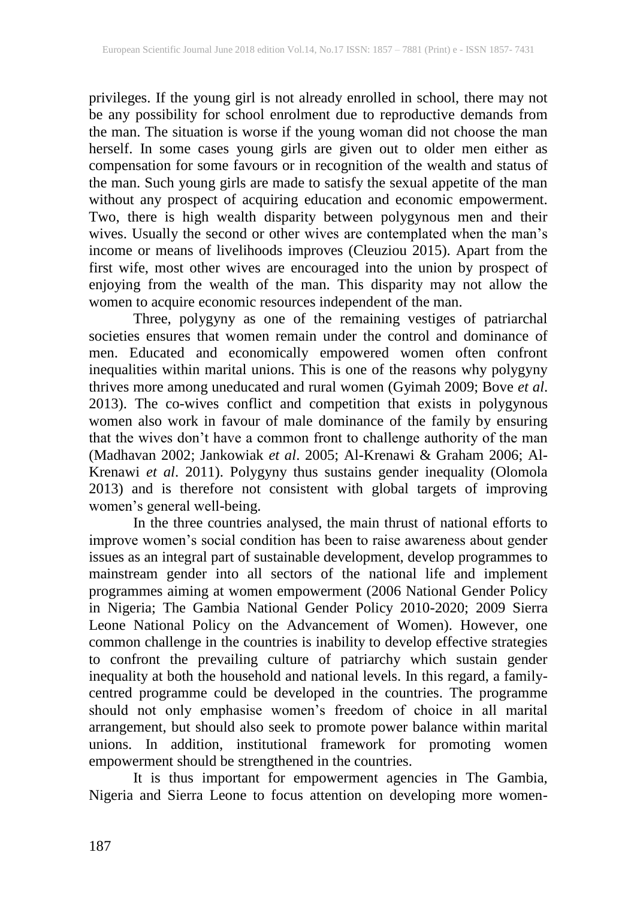privileges. If the young girl is not already enrolled in school, there may not be any possibility for school enrolment due to reproductive demands from the man. The situation is worse if the young woman did not choose the man herself. In some cases young girls are given out to older men either as compensation for some favours or in recognition of the wealth and status of the man. Such young girls are made to satisfy the sexual appetite of the man without any prospect of acquiring education and economic empowerment. Two, there is high wealth disparity between polygynous men and their wives. Usually the second or other wives are contemplated when the man's income or means of livelihoods improves (Cleuziou 2015). Apart from the first wife, most other wives are encouraged into the union by prospect of enjoying from the wealth of the man. This disparity may not allow the women to acquire economic resources independent of the man.

Three, polygyny as one of the remaining vestiges of patriarchal societies ensures that women remain under the control and dominance of men. Educated and economically empowered women often confront inequalities within marital unions. This is one of the reasons why polygyny thrives more among uneducated and rural women (Gyimah 2009; Bove *et al*. 2013). The co-wives conflict and competition that exists in polygynous women also work in favour of male dominance of the family by ensuring that the wives don't have a common front to challenge authority of the man (Madhavan 2002; Jankowiak *et al*. 2005; Al-Krenawi & Graham 2006; Al-Krenawi *et al*. 2011). Polygyny thus sustains gender inequality (Olomola 2013) and is therefore not consistent with global targets of improving women's general well-being.

In the three countries analysed, the main thrust of national efforts to improve women's social condition has been to raise awareness about gender issues as an integral part of sustainable development, develop programmes to mainstream gender into all sectors of the national life and implement programmes aiming at women empowerment (2006 National Gender Policy in Nigeria; The Gambia National Gender Policy 2010-2020; 2009 Sierra Leone National Policy on the Advancement of Women). However, one common challenge in the countries is inability to develop effective strategies to confront the prevailing culture of patriarchy which sustain gender inequality at both the household and national levels. In this regard, a family-centred programme could be developed in the countries. The programme should not only emphasise women's freedom of choice in all marital arrangement, but should also seek to promote power balance within marital unions. In addition, institutional framework for promoting women empowerment should be strengthened in the countries.

It is thus important for empowerment agencies in The Gambia, Nigeria and Sierra Leone to focus attention on developing more women-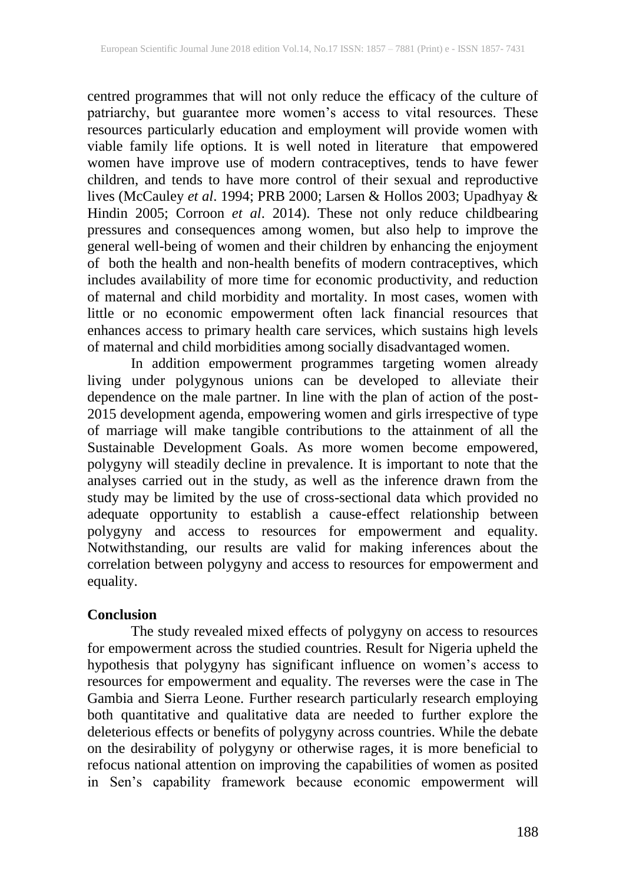centred programmes that will not only reduce the efficacy of the culture of patriarchy, but guarantee more women's access to vital resources. These resources particularly education and employment will provide women with viable family life options. It is well noted in literature that empowered women have improve use of modern contraceptives, tends to have fewer children, and tends to have more control of their sexual and reproductive lives (McCauley *et al*. 1994; PRB 2000; Larsen & Hollos 2003; Upadhyay & Hindin 2005; Corroon *et al*. 2014). These not only reduce childbearing pressures and consequences among women, but also help to improve the general well-being of women and their children by enhancing the enjoyment of both the health and non-health benefits of modern contraceptives, which includes availability of more time for economic productivity, and reduction of maternal and child morbidity and mortality. In most cases, women with little or no economic empowerment often lack financial resources that enhances access to primary health care services, which sustains high levels of maternal and child morbidities among socially disadvantaged women.

In addition empowerment programmes targeting women already living under polygynous unions can be developed to alleviate their dependence on the male partner. In line with the plan of action of the post-2015 development agenda, empowering women and girls irrespective of type of marriage will make tangible contributions to the attainment of all the Sustainable Development Goals. As more women become empowered, polygyny will steadily decline in prevalence. It is important to note that the analyses carried out in the study, as well as the inference drawn from the study may be limited by the use of cross-sectional data which provided no adequate opportunity to establish a cause-effect relationship between polygyny and access to resources for empowerment and equality. Notwithstanding, our results are valid for making inferences about the correlation between polygyny and access to resources for empowerment and equality.

## Conclusion

The study revealed mixed effects of polygyny on access to resources for empowerment across the studied countries. Result for Nigeria upheld the hypothesis that polygyny has significant influence on women's access to resources for empowerment and equality. The reverses were the case in The Gambia and Sierra Leone. Further research particularly research employing both quantitative and qualitative data are needed to further explore the deleterious effects or benefits of polygyny across countries. While the debate on the desirability of polygyny or otherwise rages, it is more beneficial to refocus national attention on improving the capabilities of women as posited in Sen's capability framework because economic empowerment will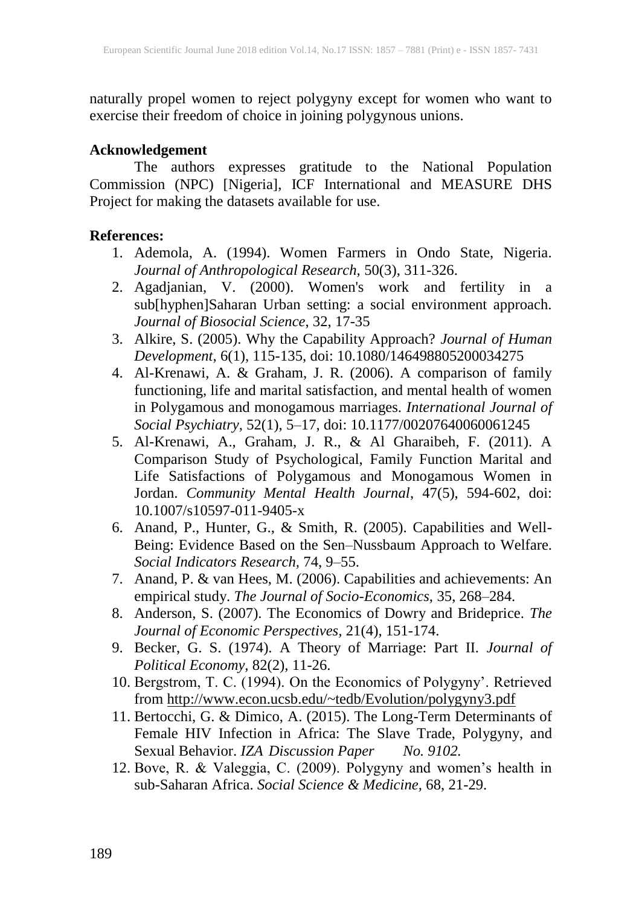naturally propel women to reject polygyny except for women who want to exercise their freedom of choice in joining polygynous unions.

**Acknowledgement**

The authors expresses gratitude to the National Population Commission (NPC) [Nigeria], ICF International and MEASURE DHS Project for making the datasets available for use.

**References:**

1. Ademola, A. (1994). Women Farmers in Ondo State, Nigeria. *Journal of Anthropological Research*, 50(3), 311-326.
2. Agadjanian, V. (2000). Women's work and fertility in a sub[hyphen]Saharan Urban setting: a social environment approach. *Journal of Biosocial Science*, 32, 17-35
3. Alkire, S. (2005). Why the Capability Approach? *Journal of Human Development*, 6(1), 115-135, doi: 10.1080/146498805200034275
4. Al-Krenawi, A. & Graham, J. R. (2006). A comparison of family functioning, life and marital satisfaction, and mental health of women in Polygamous and monogamous marriages. *International Journal of Social Psychiatry*, 52(1), 5–17, doi: 10.1177/00207640060061245
5. Al-Krenawi, A., Graham, J. R., & Al Gharaibeh, F. (2011). A Comparison Study of Psychological, Family Function Marital and Life Satisfactions of Polygamous and Monogamous Women in Jordan. *Community Mental Health Journal*, 47(5), 594-602, doi: 10.1007/s10597-011-9405-x
6. Anand, P., Hunter, G., & Smith, R. (2005). Capabilities and Well-Being: Evidence Based on the Sen–Nussbaum Approach to Welfare. *Social Indicators Research*, 74, 9–55.
7. Anand, P. & van Hees, M. (2006). Capabilities and achievements: An empirical study. *The Journal of Socio-Economics*, 35, 268–284.
8. Anderson, S. (2007). The Economics of Dowry and Brideprice. *The Journal of Economic Perspectives*, 21(4), 151-174.
9. Becker, G. S. (1974). A Theory of Marriage: Part II. *Journal of Political Economy*, 82(2), 11-26.
10. Bergstrom, T. C. (1994). On the Economics of Polygyny'. Retrieved from http://www.econ.ucsb.edu/~tedb/Evolution/polygyny3.pdf
11. Bertocchi, G. & Dimico, A. (2015). The Long-Term Determinants of Female HIV Infection in Africa: The Slave Trade, Polygyny, and Sexual Behavior. *IZA Discussion Paper No. 9102.*
12. Bove, R. & Valeggia, C. (2009). Polygyny and women's health in sub-Saharan Africa. *Social Science & Medicine*, 68, 21-29.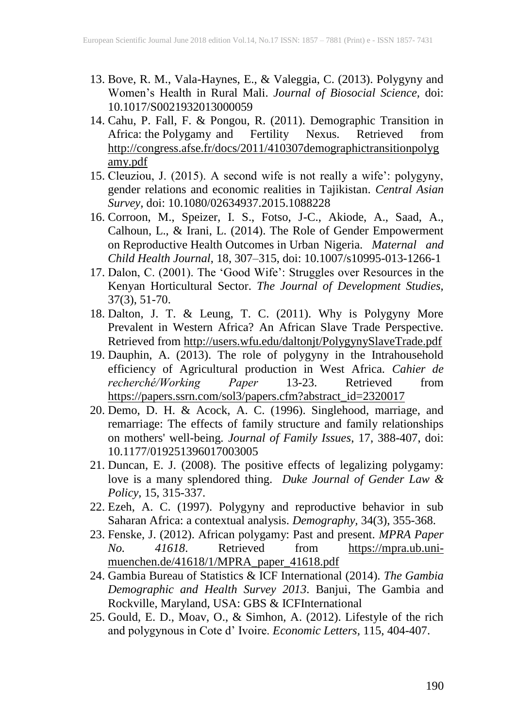13. Bove, R. M., Vala-Haynes, E., & Valeggia, C. (2013). Polygyny and Women's Health in Rural Mali. *Journal of Biosocial Science*, doi: 10.1017/S0021932013000059
14. Cahu, P. Fall, F. & Pongou, R. (2011). Demographic Transition in Africa: the Polygamy and Fertility Nexus. Retrieved from http://congress.afse.fr/docs/2011/410307demographictransitionpolygamy.pdf
15. Cleuziou, J. (2015). A second wife is not really a wife': polygyny, gender relations and economic realities in Tajikistan. *Central Asian Survey*, doi: 10.1080/02634937.2015.1088228
16. Corroon, M., Speizer, I. S., Fotso, J-C., Akiode, A., Saad, A., Calhoun, L., & Irani, L. (2014). The Role of Gender Empowerment on Reproductive Health Outcomes in Urban Nigeria. *Maternal and Child Health Journal*, 18, 307–315, doi: 10.1007/s10995-013-1266-1
17. Dalon, C. (2001). The 'Good Wife': Struggles over Resources in the Kenyan Horticultural Sector. *The Journal of Development Studies*, 37(3), 51-70.
18. Dalton, J. T. & Leung, T. C. (2011). Why is Polygyny More Prevalent in Western Africa? An African Slave Trade Perspective. Retrieved from http://users.wfu.edu/daltonjt/PolygynySlaveTrade.pdf
19. Dauphin, A. (2013). The role of polygyny in the Intrahousehold efficiency of Agricultural production in West Africa. *Cahier de recherché/Working Paper* 13-23. Retrieved from https://papers.ssrn.com/sol3/papers.cfm?abstract_id=2320017
20. Demo, D. H. & Acock, A. C. (1996). Singlehood, marriage, and remarriage: The effects of family structure and family relationships on mothers' well-being. *Journal of Family Issues*, 17, 388-407, doi: 10.1177/019251396017003005
21. Duncan, E. J. (2008). The positive effects of legalizing polygamy: love is a many splendored thing. *Duke Journal of Gender Law & Policy*, 15, 315-337.
22. Ezeh, A. C. (1997). Polygyny and reproductive behavior in sub Saharan Africa: a contextual analysis. *Demography*, 34(3), 355-368.
23. Fenske, J. (2012). African polygamy: Past and present. *MPRA Paper No. 41618*. Retrieved from https://mpra.ub.uni-muenchen.de/41618/1/MPRA_paper_41618.pdf
24. Gambia Bureau of Statistics & ICF International (2014). *The Gambia Demographic and Health Survey 2013*. Banjui, The Gambia and Rockville, Maryland, USA: GBS & ICFInternational
25. Gould, E. D., Moav, O., & Simhon, A. (2012). Lifestyle of the rich and polygynous in Cote d' Ivoire. *Economic Letters*, 115, 404-407.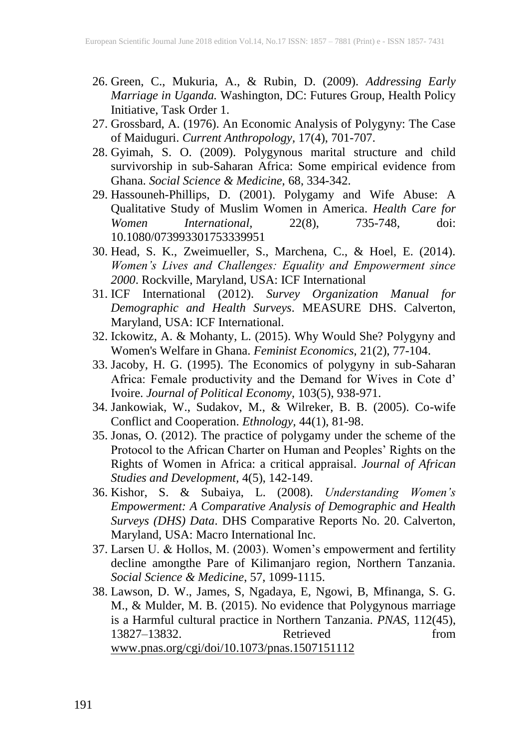26. Green, C., Mukuria, A., & Rubin, D. (2009). *Addressing Early Marriage in Uganda.* Washington, DC: Futures Group, Health Policy Initiative, Task Order 1.
27. Grossbard, A. (1976). An Economic Analysis of Polygyny: The Case of Maiduguri. *Current Anthropology*, 17(4), 701-707.
28. Gyimah, S. O. (2009). Polygynous marital structure and child survivorship in sub-Saharan Africa: Some empirical evidence from Ghana. *Social Science & Medicine,* 68, 334-342.
29. Hassouneh-Phillips, D. (2001). Polygamy and Wife Abuse: A Qualitative Study of Muslim Women in America. *Health Care for Women International*, 22(8), 735-748, doi: 10.1080/073993301753339951
30. Head, S. K., Zweimueller, S., Marchena, C., & Hoel, E. (2014). *Women's Lives and Challenges: Equality and Empowerment since 2000*. Rockville, Maryland, USA: ICF International
31. ICF International (2012). *Survey Organization Manual for Demographic and Health Surveys*. MEASURE DHS. Calverton, Maryland, USA: ICF International.
32. Ickowitz, A. & Mohanty, L. (2015). Why Would She? Polygyny and Women's Welfare in Ghana. *Feminist Economics*, 21(2), 77-104.
33. Jacoby, H. G. (1995). The Economics of polygyny in sub-Saharan Africa: Female productivity and the Demand for Wives in Cote d' Ivoire. *Journal of Political Economy,* 103(5), 938-971.
34. Jankowiak, W., Sudakov, M., & Wilreker, B. B. (2005). Co-wife Conflict and Cooperation. *Ethnology*, 44(1), 81-98.
35. Jonas, O. (2012). The practice of polygamy under the scheme of the Protocol to the African Charter on Human and Peoples' Rights on the Rights of Women in Africa: a critical appraisal. *Journal of African Studies and Development*, 4(5), 142-149.
36. Kishor, S. & Subaiya, L. (2008). *Understanding Women's Empowerment: A Comparative Analysis of Demographic and Health Surveys (DHS) Data*. DHS Comparative Reports No. 20. Calverton, Maryland, USA: Macro International Inc.
37. Larsen U. & Hollos, M. (2003). Women's empowerment and fertility decline amongthe Pare of Kilimanjaro region, Northern Tanzania. *Social Science & Medicine*, 57, 1099-1115.
38. Lawson, D. W., James, S, Ngadaya, E, Ngowi, B, Mfinanga, S. G. M., & Mulder, M. B. (2015). No evidence that Polygynous marriage is a Harmful cultural practice in Northern Tanzania. *PNAS,* 112(45), 13827–13832. Retrieved from www.pnas.org/cgi/doi/10.1073/pnas.1507151112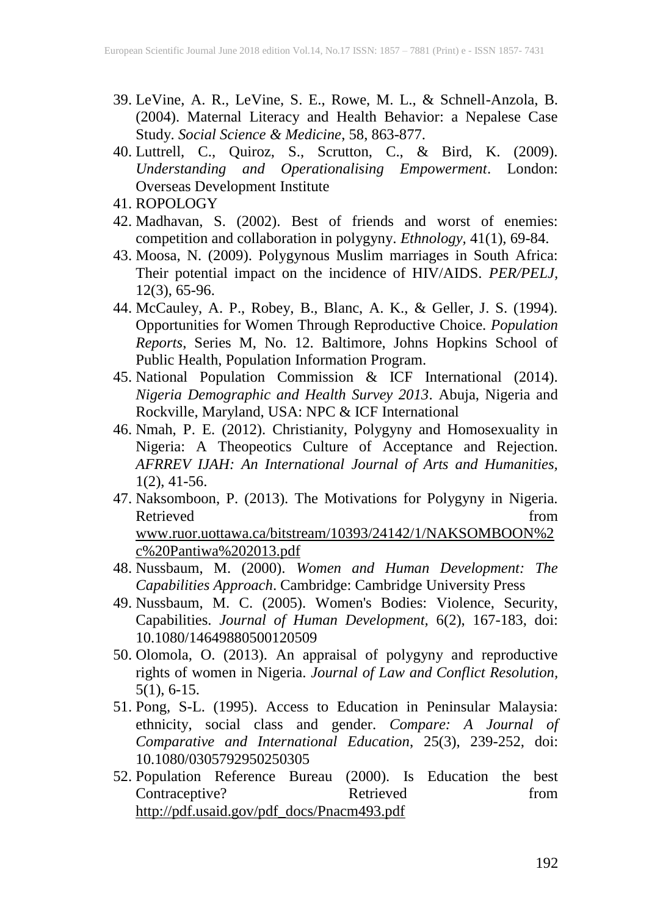39. LeVine, A. R., LeVine, S. E., Rowe, M. L., & Schnell-Anzola, B. (2004). Maternal Literacy and Health Behavior: a Nepalese Case Study. *Social Science & Medicine*, 58, 863-877.
40. Luttrell, C., Quiroz, S., Scrutton, C., & Bird, K. (2009). *Understanding and Operationalising Empowerment*. London: Overseas Development Institute
41. ROPOLOGY
42. Madhavan, S. (2002). Best of friends and worst of enemies: competition and collaboration in polygyny. *Ethnology*, 41(1), 69-84.
43. Moosa, N. (2009). Polygynous Muslim marriages in South Africa: Their potential impact on the incidence of HIV/AIDS. *PER/PELJ*, 12(3), 65-96.
44. McCauley, A. P., Robey, B., Blanc, A. K., & Geller, J. S. (1994). Opportunities for Women Through Reproductive Choice. *Population Reports*, Series M, No. 12. Baltimore, Johns Hopkins School of Public Health, Population Information Program.
45. National Population Commission & ICF International (2014). *Nigeria Demographic and Health Survey 2013*. Abuja, Nigeria and Rockville, Maryland, USA: NPC & ICF International
46. Nmah, P. E. (2012). Christianity, Polygyny and Homosexuality in Nigeria: A Theopeotics Culture of Acceptance and Rejection. *AFRREV IJAH: An International Journal of Arts and Humanities*, 1(2), 41-56.
47. Naksomboon, P. (2013). The Motivations for Polygyny in Nigeria. Retrieved from www.ruor.uottawa.ca/bitstream/10393/24142/1/NAKSOMBOON%2c%20Pantiwa%202013.pdf
48. Nussbaum, M. (2000). *Women and Human Development: The Capabilities Approach*. Cambridge: Cambridge University Press
49. Nussbaum, M. C. (2005). Women's Bodies: Violence, Security, Capabilities. *Journal of Human Development*, 6(2), 167-183, doi: 10.1080/14649880500120509
50. Olomola, O. (2013). An appraisal of polygyny and reproductive rights of women in Nigeria. *Journal of Law and Conflict Resolution*, 5(1), 6-15.
51. Pong, S-L. (1995). Access to Education in Peninsular Malaysia: ethnicity, social class and gender. *Compare: A Journal of Comparative and International Education*, 25(3), 239-252, doi: 10.1080/0305792950250305
52. Population Reference Bureau (2000). Is Education the best Contraceptive? Retrieved from http://pdf.usaid.gov/pdf_docs/Pnacm493.pdf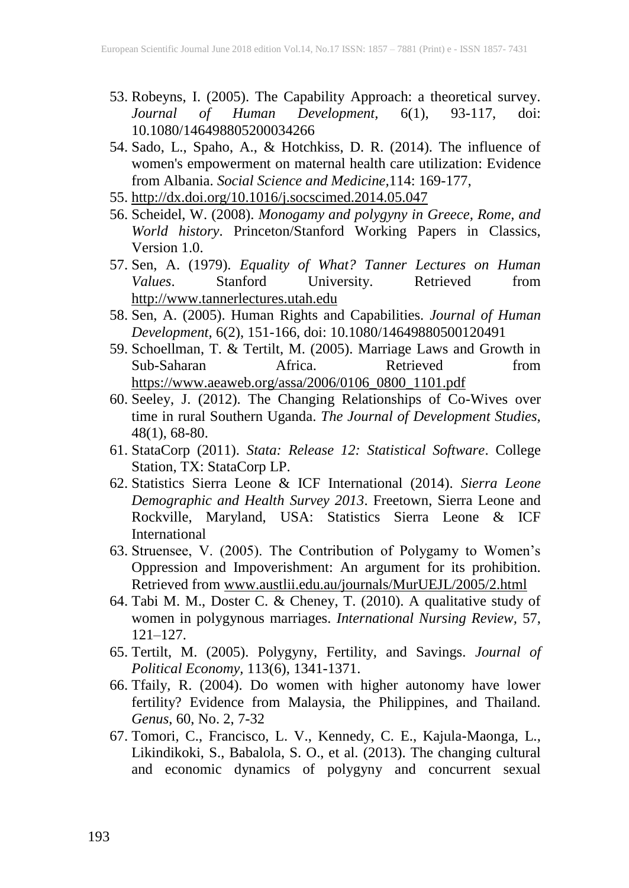53. Robeyns, I. (2005). The Capability Approach: a theoretical survey. *Journal of Human Development,* 6(1), 93-117, doi: 10.1080/146498805200034266
54. Sado, L., Spaho, A., & Hotchkiss, D. R. (2014). The influence of women's empowerment on maternal health care utilization: Evidence from Albania. *Social Science and Medicine,*114: 169-177,
55. http://dx.doi.org/10.1016/j.socscimed.2014.05.047
56. Scheidel, W. (2008). *Monogamy and polygyny in Greece, Rome, and World history*. Princeton/Stanford Working Papers in Classics, Version 1.0.
57. Sen, A. (1979). *Equality of What? Tanner Lectures on Human Values*. Stanford University. Retrieved from http://www.tannerlectures.utah.edu
58. Sen, A. (2005). Human Rights and Capabilities. *Journal of Human Development*, 6(2), 151-166, doi: 10.1080/14649880500120491
59. Schoellman, T. & Tertilt, M. (2005). Marriage Laws and Growth in Sub-Saharan Africa. Retrieved from https://www.aeaweb.org/assa/2006/0106_0800_1101.pdf
60. Seeley, J. (2012). The Changing Relationships of Co-Wives over time in rural Southern Uganda. *The Journal of Development Studies,* 48(1), 68-80.
61. StataCorp (2011). *Stata: Release 12: Statistical Software*. College Station, TX: StataCorp LP.
62. Statistics Sierra Leone & ICF International (2014). *Sierra Leone Demographic and Health Survey 2013*. Freetown, Sierra Leone and Rockville, Maryland, USA: Statistics Sierra Leone & ICF International
63. Struensee, V. (2005). The Contribution of Polygamy to Women's Oppression and Impoverishment: An argument for its prohibition. Retrieved from www.austlii.edu.au/journals/MurUEJL/2005/2.html
64. Tabi M. M., Doster C. & Cheney, T. (2010). A qualitative study of women in polygynous marriages. *International Nursing Review,* 57, 121–127.
65. Tertilt, M. (2005). Polygyny, Fertility, and Savings. *Journal of Political Economy,* 113(6), 1341-1371.
66. Tfaily, R. (2004). Do women with higher autonomy have lower fertility? Evidence from Malaysia, the Philippines, and Thailand. *Genus*, 60, No. 2, 7-32
67. Tomori, C., Francisco, L. V., Kennedy, C. E., Kajula-Maonga, L., Likindikoki, S., Babalola, S. O., et al. (2013). The changing cultural and economic dynamics of polygyny and concurrent sexual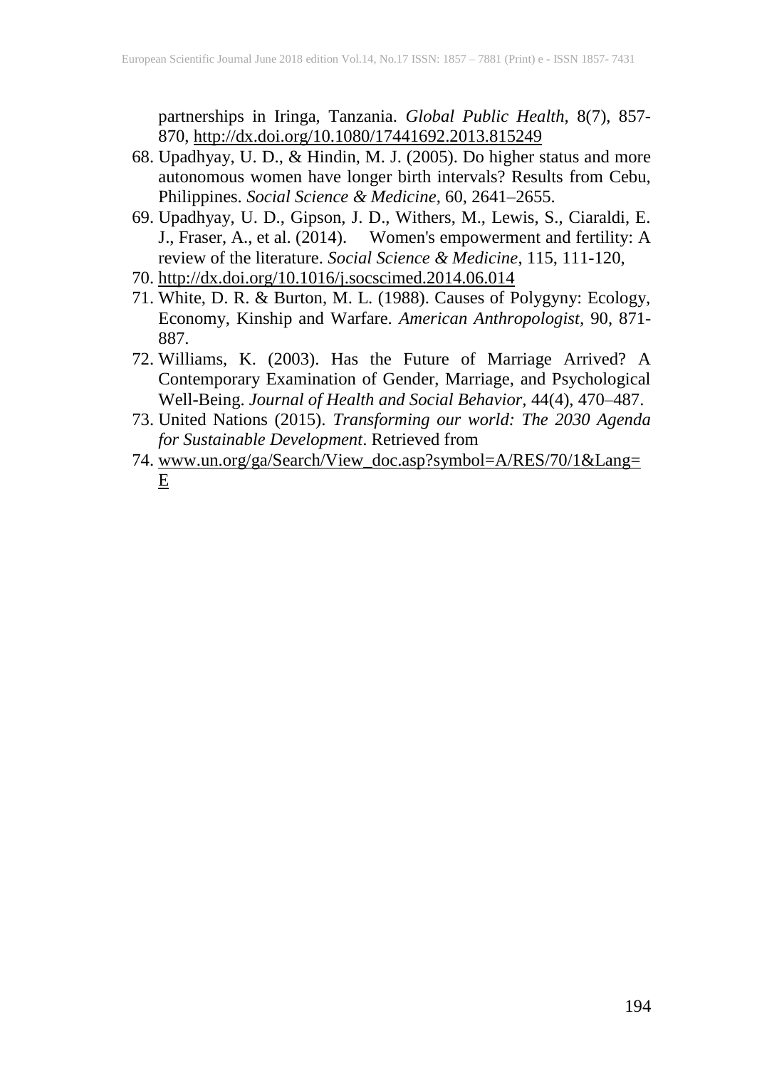partnerships in Iringa, Tanzania. *Global Public Health*, 8(7), 857-870, http://dx.doi.org/10.1080/17441692.2013.815249

68. Upadhyay, U. D., & Hindin, M. J. (2005). Do higher status and more autonomous women have longer birth intervals? Results from Cebu, Philippines. *Social Science & Medicine*, 60, 2641–2655.
69. Upadhyay, U. D., Gipson, J. D., Withers, M., Lewis, S., Ciaraldi, E. J., Fraser, A., et al. (2014). Women's empowerment and fertility: A review of the literature. *Social Science & Medicine*, 115, 111-120,
70. http://dx.doi.org/10.1016/j.socscimed.2014.06.014
71. White, D. R. & Burton, M. L. (1988). Causes of Polygyny: Ecology, Economy, Kinship and Warfare. *American Anthropologist*, 90, 871-887.
72. Williams, K. (2003). Has the Future of Marriage Arrived? A Contemporary Examination of Gender, Marriage, and Psychological Well-Being. *Journal of Health and Social Behavior*, 44(4), 470–487.
73. United Nations (2015). *Transforming our world: The 2030 Agenda for Sustainable Development*. Retrieved from
74. www.un.org/ga/Search/View_doc.asp?symbol=A/RES/70/1&Lang=E